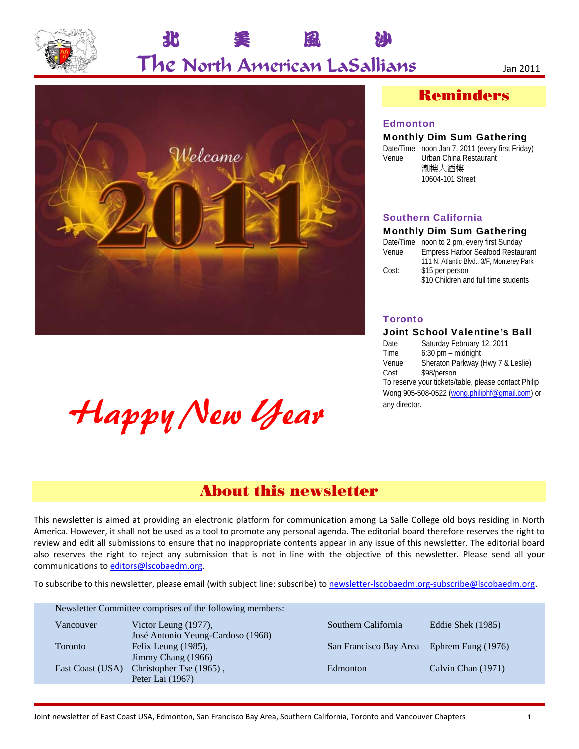# 北 美 鳳 沙

# The North American LaSallians

Jan 2011

Happy New Year

## Reminders

### Edmonton

**Monthly Dim Sum Gathering**

Date/Time noon Jan 7, 2011 (every first Friday)
Venue Urban China Restaurant
潮樓大酒樓
10604-101 Street

### Southern California

**Monthly Dim Sum Gathering**

Date/Time noon to 2 pm, every first Sunday
Venue Empress Harbor Seafood Restaurant
111 N. Atlantic Blvd., 3/F, Monterey Park
Cost: $15 per person
$10 Children and full time students

### Toronto

**Joint School Valentine's Ball**

Date Saturday February 12, 2011
Time 6:30 pm – midnight
Venue Sheraton Parkway (Hwy 7 & Leslie)
Cost $98/person
To reserve your tickets/table, please contact Philip Wong 905-508-0522 (wong.philiphf@gmail.com) or any director.

## About this newsletter

This newsletter is aimed at providing an electronic platform for communication among La Salle College old boys residing in North America. However, it shall not be used as a tool to promote any personal agenda. The editorial board therefore reserves the right to review and edit all submissions to ensure that no inappropriate contents appear in any issue of this newsletter. The editorial board also reserves the right to reject any submission that is not in line with the objective of this newsletter. Please send all your communications to editors@lscobaedm.org.

To subscribe to this newsletter, please email (with subject line: subscribe) to newsletter-lscobaedm.org-subscribe@lscobaedm.org.

Newsletter Committee comprises of the following members:

| | | | |
|---|---|---|---|
| Vancouver | Victor Leung (1977), José Antonio Yeung-Cardoso (1968) | Southern California | Eddie Shek (1985) |
| Toronto | Felix Leung (1985), Jimmy Chang (1966) | San Francisco Bay Area | Ephrem Fung (1976) |
| East Coast (USA) | Christopher Tse (1965) , Peter Lai (1967) | Edmonton | Calvin Chan (1971) |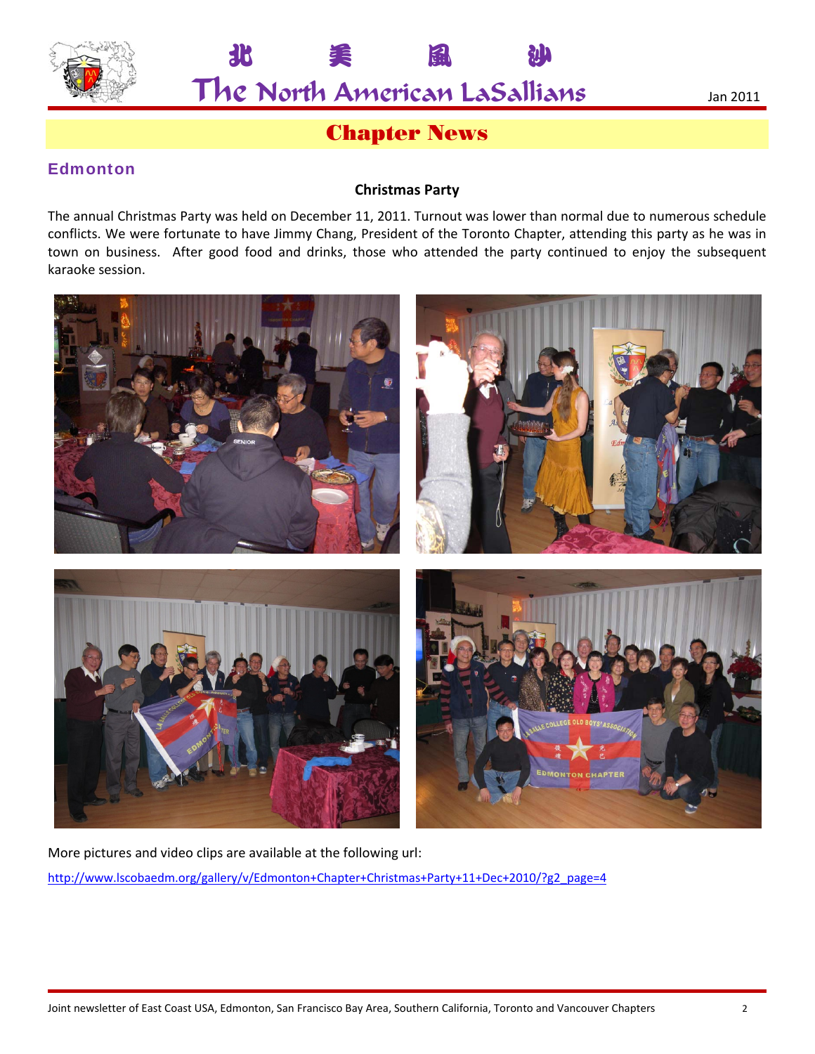# Chapter News

## Edmonton

**Christmas Party**

The annual Christmas Party was held on December 11, 2011. Turnout was lower than normal due to numerous schedule conflicts. We were fortunate to have Jimmy Chang, President of the Toronto Chapter, attending this party as he was in town on business. After good food and drinks, those who attended the party continued to enjoy the subsequent karaoke session.

More pictures and video clips are available at the following url:

http://www.lscobaedm.org/gallery/v/Edmonton+Chapter+Christmas+Party+11+Dec+2010/?g2_page=4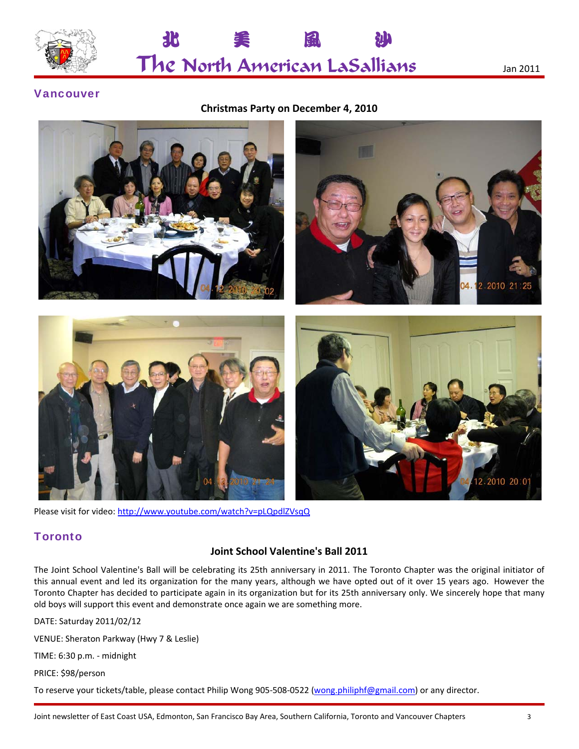## Vancouver

**Christmas Party on December 4, 2010**

Please visit for video: http://www.youtube.com/watch?v=pLQpdlZVsqQ

## Toronto

**Joint School Valentine's Ball 2011**

The Joint School Valentine's Ball will be celebrating its 25th anniversary in 2011. The Toronto Chapter was the original initiator of this annual event and led its organization for the many years, although we have opted out of it over 15 years ago. However the Toronto Chapter has decided to participate again in its organization but for its 25th anniversary only. We sincerely hope that many old boys will support this event and demonstrate once again we are something more.

DATE: Saturday 2011/02/12

VENUE: Sheraton Parkway (Hwy 7 & Leslie)

TIME: 6:30 p.m. - midnight

PRICE: $98/person

To reserve your tickets/table, please contact Philip Wong 905-508-0522 (wong.philiphf@gmail.com) or any director.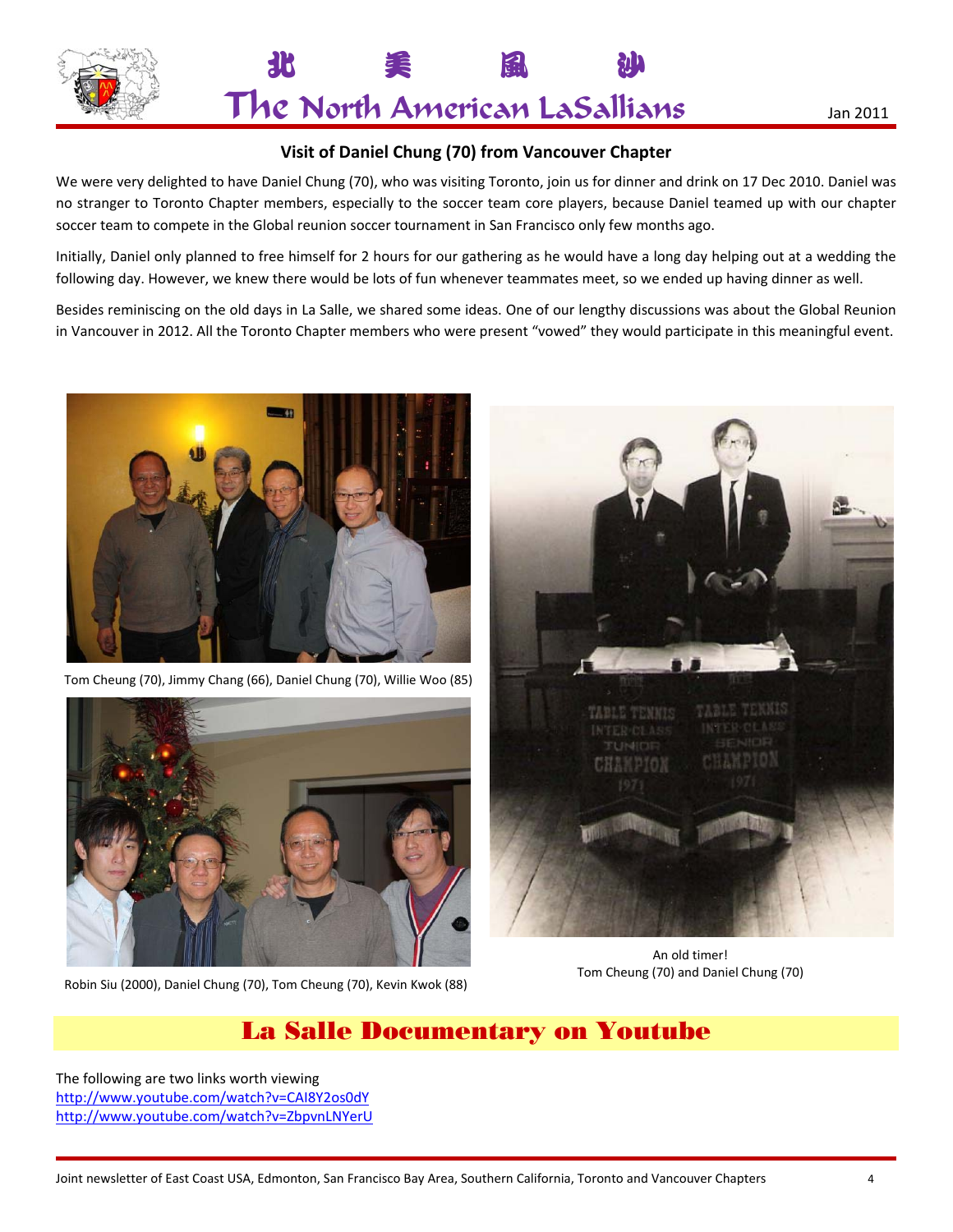## Visit of Daniel Chung (70) from Vancouver Chapter

We were very delighted to have Daniel Chung (70), who was visiting Toronto, join us for dinner and drink on 17 Dec 2010. Daniel was no stranger to Toronto Chapter members, especially to the soccer team core players, because Daniel teamed up with our chapter soccer team to compete in the Global reunion soccer tournament in San Francisco only few months ago.

Initially, Daniel only planned to free himself for 2 hours for our gathering as he would have a long day helping out at a wedding the following day. However, we knew there would be lots of fun whenever teammates meet, so we ended up having dinner as well.

Besides reminiscing on the old days in La Salle, we shared some ideas. One of our lengthy discussions was about the Global Reunion in Vancouver in 2012. All the Toronto Chapter members who were present "vowed" they would participate in this meaningful event.

Tom Cheung (70), Jimmy Chang (66), Daniel Chung (70), Willie Woo (85)

Robin Siu (2000), Daniel Chung (70), Tom Cheung (70), Kevin Kwok (88)

An old timer!
Tom Cheung (70) and Daniel Chung (70)

## La Salle Documentary on Youtube

The following are two links worth viewing
http://www.youtube.com/watch?v=CAI8Y2os0dY
http://www.youtube.com/watch?v=ZbpvnLNYerU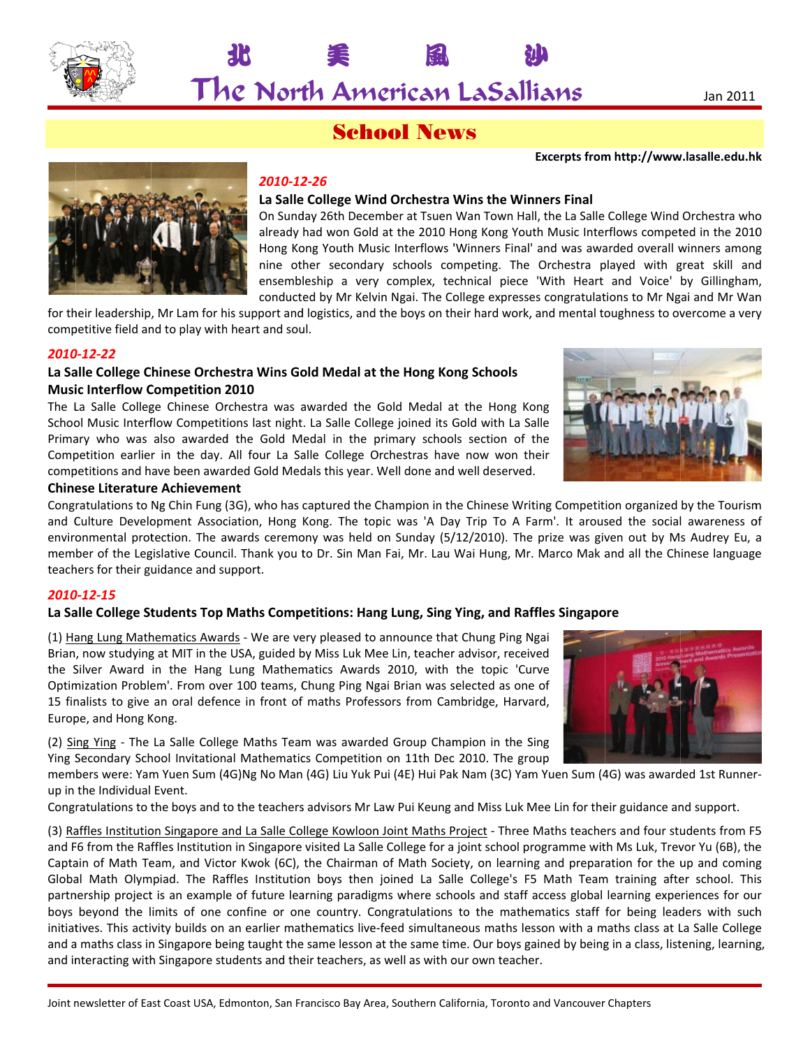# 北 美 風 沙

# The North American LaSallians

Jan 2011

## School News

**Excerpts from http://www.lasalle.edu.hk**

*2010-12-26*

**La Salle College Wind Orchestra Wins the Winners Final**

On Sunday 26th December at Tsuen Wan Town Hall, the La Salle College Wind Orchestra who already had won Gold at the 2010 Hong Kong Youth Music Interflows competed in the 2010 Hong Kong Youth Music Interflows 'Winners Final' and was awarded overall winners among nine other secondary schools competing. The Orchestra played with great skill and ensembleship a very complex, technical piece 'With Heart and Voice' by Gillingham, conducted by Mr Kelvin Ngai. The College expresses congratulations to Mr Ngai and Mr Wan for their leadership, Mr Lam for his support and logistics, and the boys on their hard work, and mental toughness to overcome a very competitive field and to play with heart and soul.

*2010-12-22*

**La Salle College Chinese Orchestra Wins Gold Medal at the Hong Kong Schools Music Interflow Competition 2010**

The La Salle College Chinese Orchestra was awarded the Gold Medal at the Hong Kong School Music Interflow Competitions last night. La Salle College joined its Gold with La Salle Primary who was also awarded the Gold Medal in the primary schools section of the Competition earlier in the day. All four La Salle College Orchestras have now won their competitions and have been awarded Gold Medals this year. Well done and well deserved.

**Chinese Literature Achievement**

Congratulations to Ng Chin Fung (3G), who has captured the Champion in the Chinese Writing Competition organized by the Tourism and Culture Development Association, Hong Kong. The topic was 'A Day Trip To A Farm'. It aroused the social awareness of environmental protection. The awards ceremony was held on Sunday (5/12/2010). The prize was given out by Ms Audrey Eu, a member of the Legislative Council. Thank you to Dr. Sin Man Fai, Mr. Lau Wai Hung, Mr. Marco Mak and all the Chinese language teachers for their guidance and support.

*2010-12-15*

**La Salle College Students Top Maths Competitions: Hang Lung, Sing Ying, and Raffles Singapore**

(1) Hang Lung Mathematics Awards - We are very pleased to announce that Chung Ping Ngai Brian, now studying at MIT in the USA, guided by Miss Luk Mee Lin, teacher advisor, received the Silver Award in the Hang Lung Mathematics Awards 2010, with the topic 'Curve Optimization Problem'. From over 100 teams, Chung Ping Ngai Brian was selected as one of 15 finalists to give an oral defence in front of maths Professors from Cambridge, Harvard, Europe, and Hong Kong.

(2) Sing Ying - The La Salle College Maths Team was awarded Group Champion in the Sing Ying Secondary School Invitational Mathematics Competition on 11th Dec 2010. The group members were: Yam Yuen Sum (4G)Ng No Man (4G) Liu Yuk Pui (4E) Hui Pak Nam (3C) Yam Yuen Sum (4G) was awarded 1st Runner-up in the Individual Event.

Congratulations to the boys and to the teachers advisors Mr Law Pui Keung and Miss Luk Mee Lin for their guidance and support.

(3) Raffles Institution Singapore and La Salle College Kowloon Joint Maths Project - Three Maths teachers and four students from F5 and F6 from the Raffles Institution in Singapore visited La Salle College for a joint school programme with Ms Luk, Trevor Yu (6B), the Captain of Math Team, and Victor Kwok (6C), the Chairman of Math Society, on learning and preparation for the up and coming Global Math Olympiad. The Raffles Institution boys then joined La Salle College's F5 Math Team training after school. This partnership project is an example of future learning paradigms where schools and staff access global learning experiences for our boys beyond the limits of one confine or one country. Congratulations to the mathematics staff for being leaders with such initiatives. This activity builds on an earlier mathematics live-feed simultaneous maths lesson with a maths class at La Salle College and a maths class in Singapore being taught the same lesson at the same time. Our boys gained by being in a class, listening, learning, and interacting with Singapore students and their teachers, as well as with our own teacher.

Joint newsletter of East Coast USA, Edmonton, San Francisco Bay Area, Southern California, Toronto and Vancouver Chapters